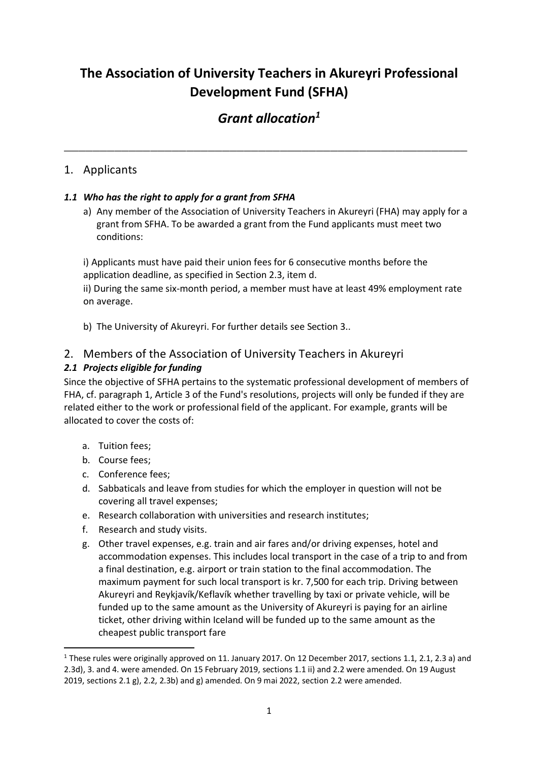# The Association of University Teachers in Akureyri Professional Development Fund (SFHA)

## *Grant allocation*[1]

---

## 1. Applicants

### *1.1 Who has the right to apply for a grant from SFHA*

a) Any member of the Association of University Teachers in Akureyri (FHA) may apply for a grant from SFHA. To be awarded a grant from the Fund applicants must meet two conditions:

i) Applicants must have paid their union fees for 6 consecutive months before the application deadline, as specified in Section 2.3, item d.
ii) During the same six-month period, a member must have at least 49% employment rate on average.

b) The University of Akureyri. For further details see Section 3..

## 2. Members of the Association of University Teachers in Akureyri

### *2.1 Projects eligible for funding*

Since the objective of SFHA pertains to the systematic professional development of members of FHA, cf. paragraph 1, Article 3 of the Fund's resolutions, projects will only be funded if they are related either to the work or professional field of the applicant. For example, grants will be allocated to cover the costs of:

a. Tuition fees;
b. Course fees;
c. Conference fees;
d. Sabbaticals and leave from studies for which the employer in question will not be covering all travel expenses;
e. Research collaboration with universities and research institutes;
f. Research and study visits.
g. Other travel expenses, e.g. train and air fares and/or driving expenses, hotel and accommodation expenses. This includes local transport in the case of a trip to and from a final destination, e.g. airport or train station to the final accommodation. The maximum payment for such local transport is kr. 7,500 for each trip. Driving between Akureyri and Reykjavík/Keflavík whether travelling by taxi or private vehicle, will be funded up to the same amount as the University of Akureyri is paying for an airline ticket, other driving within Iceland will be funded up to the same amount as the cheapest public transport fare

---

[1] These rules were originally approved on 11. January 2017. On 12 December 2017, sections 1.1, 2.1, 2.3 a) and 2.3d), 3. and 4. were amended. On 15 February 2019, sections 1.1 ii) and 2.2 were amended. On 19 August 2019, sections 2.1 g), 2.2, 2.3b) and g) amended. On 9 mai 2022, section 2.2 were amended.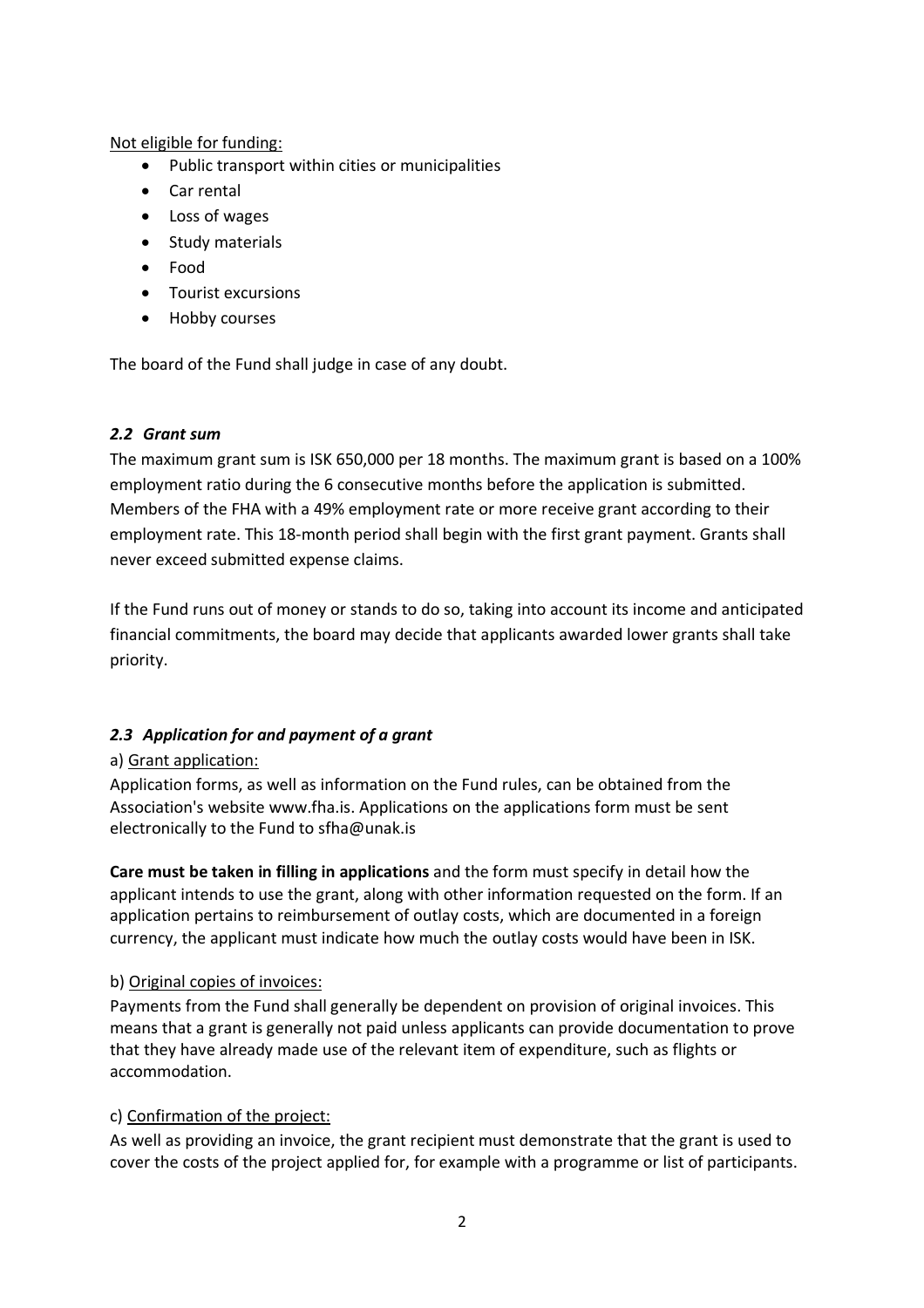<u>Not eligible for funding:</u>

- Public transport within cities or municipalities
- Car rental
- Loss of wages
- Study materials
- Food
- Tourist excursions
- Hobby courses

The board of the Fund shall judge in case of any doubt.

### *2.2 Grant sum*

The maximum grant sum is ISK 650,000 per 18 months. The maximum grant is based on a 100% employment ratio during the 6 consecutive months before the application is submitted. Members of the FHA with a 49% employment rate or more receive grant according to their employment rate. This 18-month period shall begin with the first grant payment. Grants shall never exceed submitted expense claims.

If the Fund runs out of money or stands to do so, taking into account its income and anticipated financial commitments, the board may decide that applicants awarded lower grants shall take priority.

### *2.3 Application for and payment of a grant*

a) <u>Grant application:</u>

Application forms, as well as information on the Fund rules, can be obtained from the Association's website www.fha.is. Applications on the applications form must be sent electronically to the Fund to sfha@unak.is

**Care must be taken in filling in applications** and the form must specify in detail how the applicant intends to use the grant, along with other information requested on the form. If an application pertains to reimbursement of outlay costs, which are documented in a foreign currency, the applicant must indicate how much the outlay costs would have been in ISK.

b) <u>Original copies of invoices:</u>

Payments from the Fund shall generally be dependent on provision of original invoices. This means that a grant is generally not paid unless applicants can provide documentation to prove that they have already made use of the relevant item of expenditure, such as flights or accommodation.

c) <u>Confirmation of the project:</u>

As well as providing an invoice, the grant recipient must demonstrate that the grant is used to cover the costs of the project applied for, for example with a programme or list of participants.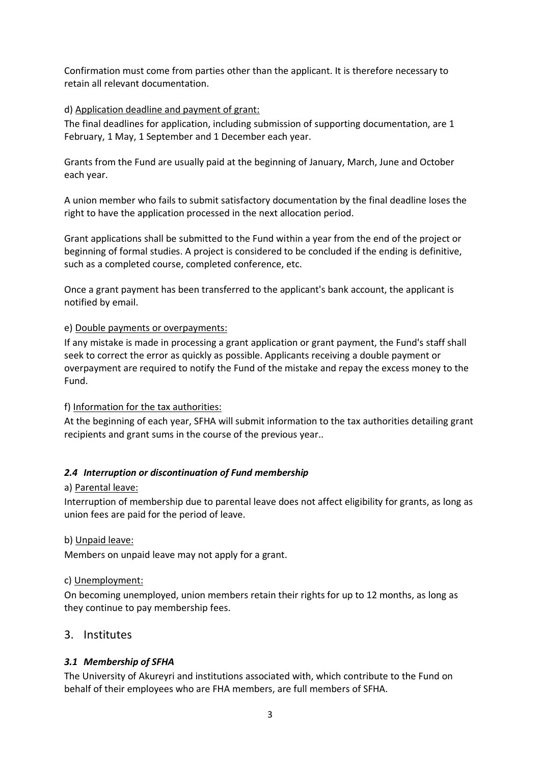Confirmation must come from parties other than the applicant. It is therefore necessary to retain all relevant documentation.

d) <u>Application deadline and payment of grant:</u>

The final deadlines for application, including submission of supporting documentation, are 1 February, 1 May, 1 September and 1 December each year.

Grants from the Fund are usually paid at the beginning of January, March, June and October each year.

A union member who fails to submit satisfactory documentation by the final deadline loses the right to have the application processed in the next allocation period.

Grant applications shall be submitted to the Fund within a year from the end of the project or beginning of formal studies. A project is considered to be concluded if the ending is definitive, such as a completed course, completed conference, etc.

Once a grant payment has been transferred to the applicant's bank account, the applicant is notified by email.

e) <u>Double payments or overpayments:</u>

If any mistake is made in processing a grant application or grant payment, the Fund's staff shall seek to correct the error as quickly as possible. Applicants receiving a double payment or overpayment are required to notify the Fund of the mistake and repay the excess money to the Fund.

f) <u>Information for the tax authorities:</u>

At the beginning of each year, SFHA will submit information to the tax authorities detailing grant recipients and grant sums in the course of the previous year..

### *2.4 Interruption or discontinuation of Fund membership*

a) <u>Parental leave:</u>

Interruption of membership due to parental leave does not affect eligibility for grants, as long as union fees are paid for the period of leave.

b) <u>Unpaid leave:</u>

Members on unpaid leave may not apply for a grant.

c) <u>Unemployment:</u>

On becoming unemployed, union members retain their rights for up to 12 months, as long as they continue to pay membership fees.

## 3. Institutes

### *3.1 Membership of SFHA*

The University of Akureyri and institutions associated with, which contribute to the Fund on behalf of their employees who are FHA members, are full members of SFHA.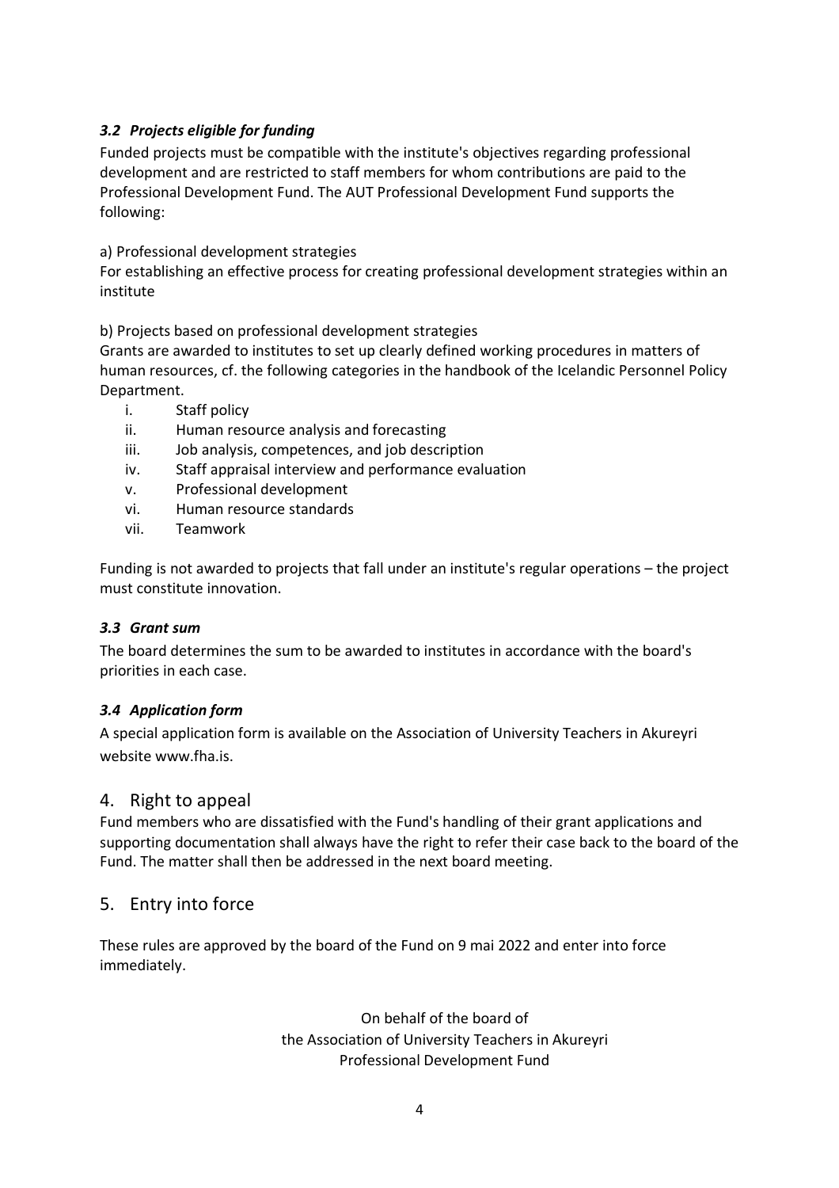### *3.2 Projects eligible for funding*

Funded projects must be compatible with the institute's objectives regarding professional development and are restricted to staff members for whom contributions are paid to the Professional Development Fund. The AUT Professional Development Fund supports the following:

a) Professional development strategies
For establishing an effective process for creating professional development strategies within an institute

b) Projects based on professional development strategies
Grants are awarded to institutes to set up clearly defined working procedures in matters of human resources, cf. the following categories in the handbook of the Icelandic Personnel Policy Department.

i. Staff policy
ii. Human resource analysis and forecasting
iii. Job analysis, competences, and job description
iv. Staff appraisal interview and performance evaluation
v. Professional development
vi. Human resource standards
vii. Teamwork

Funding is not awarded to projects that fall under an institute's regular operations – the project must constitute innovation.

### *3.3 Grant sum*

The board determines the sum to be awarded to institutes in accordance with the board's priorities in each case.

### *3.4 Application form*

A special application form is available on the Association of University Teachers in Akureyri website www.fha.is.

## 4. Right to appeal

Fund members who are dissatisfied with the Fund's handling of their grant applications and supporting documentation shall always have the right to refer their case back to the board of the Fund. The matter shall then be addressed in the next board meeting.

## 5. Entry into force

These rules are approved by the board of the Fund on 9 mai 2022 and enter into force immediately.

On behalf of the board of
the Association of University Teachers in Akureyri
Professional Development Fund